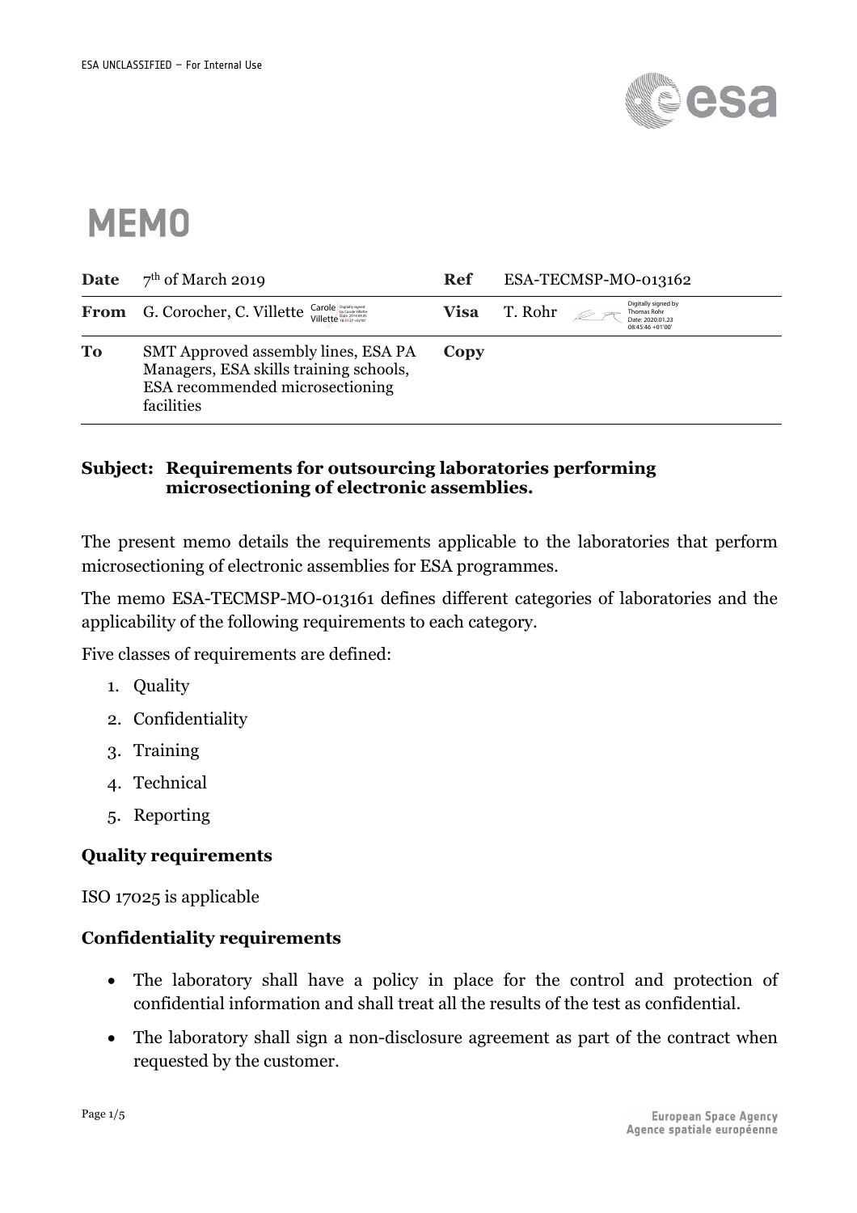ESA UNCLASSIFIED – For Internal Use

# MEMO

| | | | |
|---|---|---|---|
| **Date** | 7th of March 2019 | **Ref** | ESA-TECMSP-MO-013162 |
| **From** | G. Corocher, C. Villette | **Visa** | T. Rohr |
| **To** | SMT Approved assembly lines, ESA PA Managers, ESA skills training schools, ESA recommended microsectioning facilities | **Copy** | |

**Subject: Requirements for outsourcing laboratories performing microsectioning of electronic assemblies.**

The present memo details the requirements applicable to the laboratories that perform microsectioning of electronic assemblies for ESA programmes.

The memo ESA-TECMSP-MO-013161 defines different categories of laboratories and the applicability of the following requirements to each category.

Five classes of requirements are defined:

1. Quality
2. Confidentiality
3. Training
4. Technical
5. Reporting

**Quality requirements**

ISO 17025 is applicable

**Confidentiality requirements**

- The laboratory shall have a policy in place for the control and protection of confidential information and shall treat all the results of the test as confidential.
- The laboratory shall sign a non-disclosure agreement as part of the contract when requested by the customer.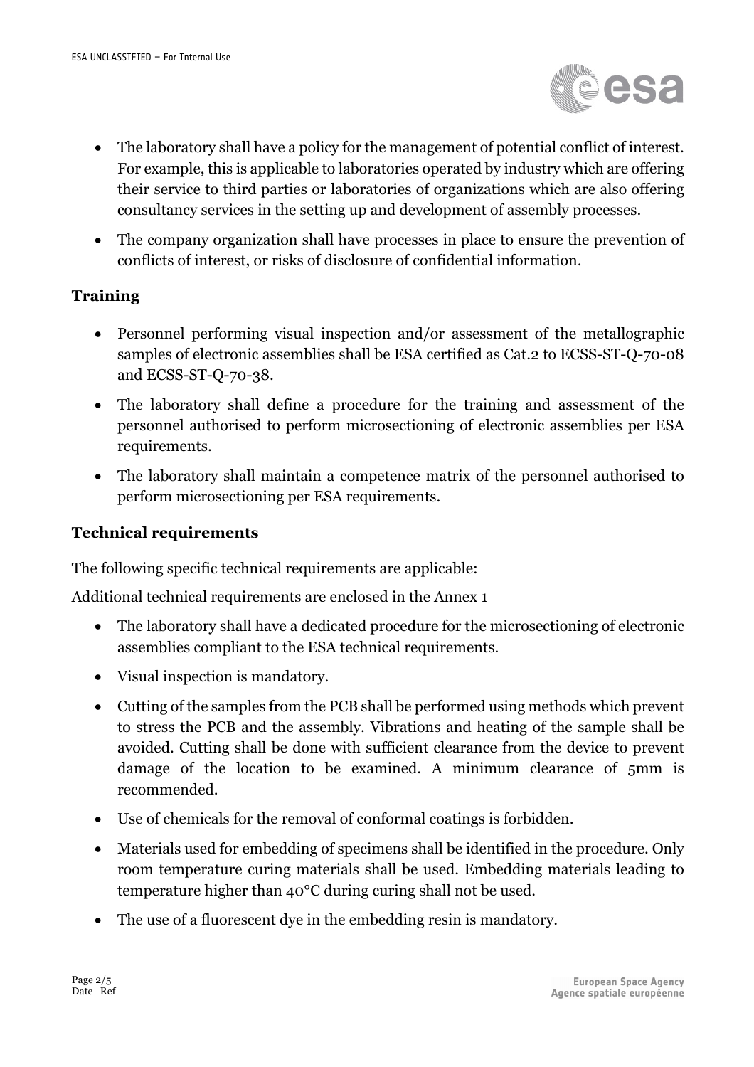- The laboratory shall have a policy for the management of potential conflict of interest. For example, this is applicable to laboratories operated by industry which are offering their service to third parties or laboratories of organizations which are also offering consultancy services in the setting up and development of assembly processes.
- The company organization shall have processes in place to ensure the prevention of conflicts of interest, or risks of disclosure of confidential information.

## Training

- Personnel performing visual inspection and/or assessment of the metallographic samples of electronic assemblies shall be ESA certified as Cat.2 to ECSS-ST-Q-70-08 and ECSS-ST-Q-70-38.
- The laboratory shall define a procedure for the training and assessment of the personnel authorised to perform microsectioning of electronic assemblies per ESA requirements.
- The laboratory shall maintain a competence matrix of the personnel authorised to perform microsectioning per ESA requirements.

## Technical requirements

The following specific technical requirements are applicable:

Additional technical requirements are enclosed in the Annex 1

- The laboratory shall have a dedicated procedure for the microsectioning of electronic assemblies compliant to the ESA technical requirements.
- Visual inspection is mandatory.
- Cutting of the samples from the PCB shall be performed using methods which prevent to stress the PCB and the assembly. Vibrations and heating of the sample shall be avoided. Cutting shall be done with sufficient clearance from the device to prevent damage of the location to be examined. A minimum clearance of 5mm is recommended.
- Use of chemicals for the removal of conformal coatings is forbidden.
- Materials used for embedding of specimens shall be identified in the procedure. Only room temperature curing materials shall be used. Embedding materials leading to temperature higher than 40°C during curing shall not be used.
- The use of a fluorescent dye in the embedding resin is mandatory.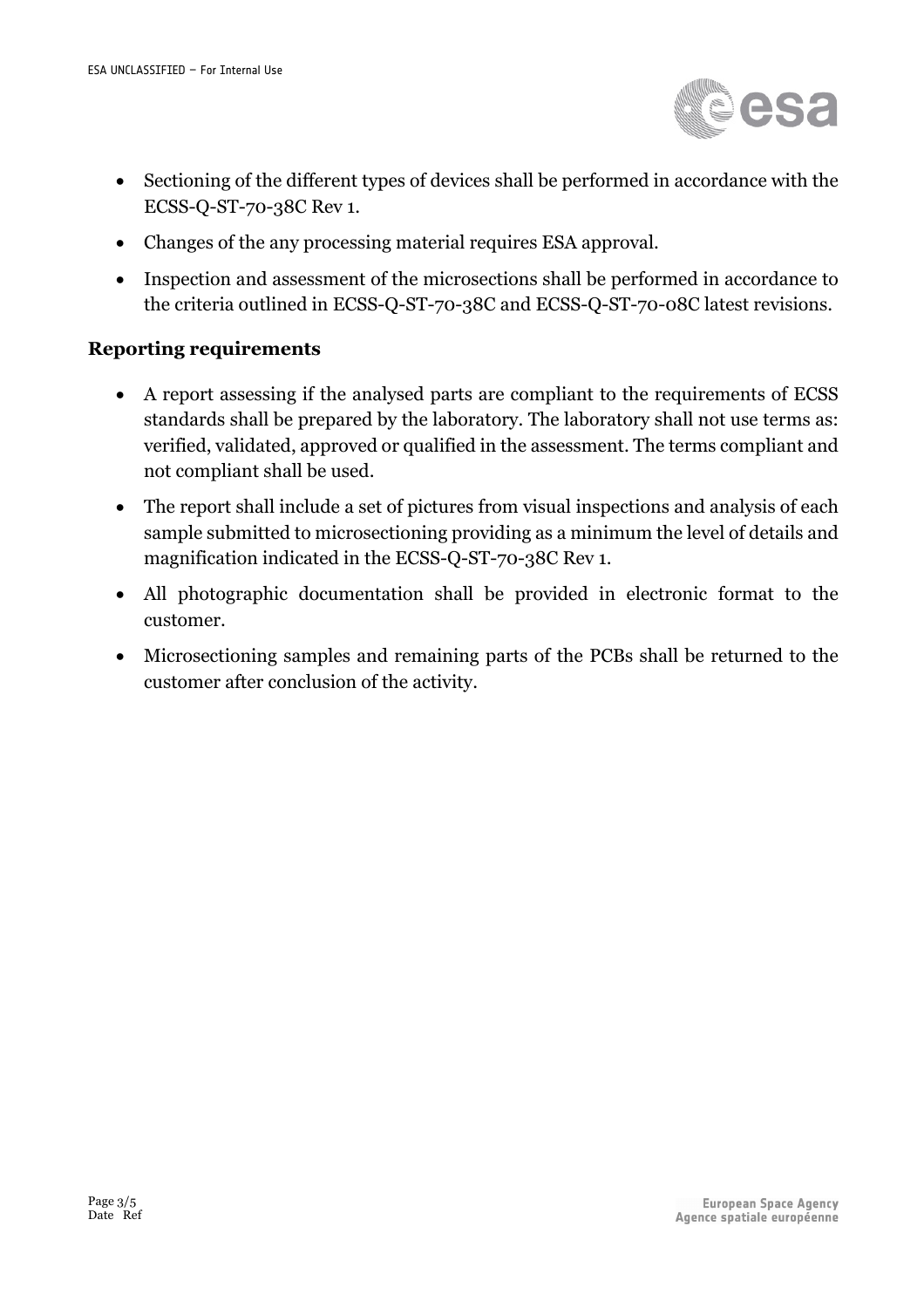- Sectioning of the different types of devices shall be performed in accordance with the ECSS-Q-ST-70-38C Rev 1.
- Changes of the any processing material requires ESA approval.
- Inspection and assessment of the microsections shall be performed in accordance to the criteria outlined in ECSS-Q-ST-70-38C and ECSS-Q-ST-70-08C latest revisions.

**Reporting requirements**

- A report assessing if the analysed parts are compliant to the requirements of ECSS standards shall be prepared by the laboratory. The laboratory shall not use terms as: verified, validated, approved or qualified in the assessment. The terms compliant and not compliant shall be used.
- The report shall include a set of pictures from visual inspections and analysis of each sample submitted to microsectioning providing as a minimum the level of details and magnification indicated in the ECSS-Q-ST-70-38C Rev 1.
- All photographic documentation shall be provided in electronic format to the customer.
- Microsectioning samples and remaining parts of the PCBs shall be returned to the customer after conclusion of the activity.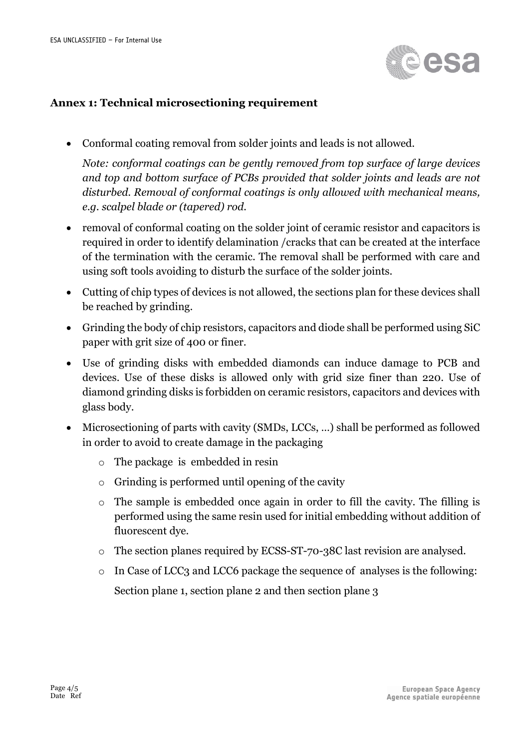## Annex 1: Technical microsectioning requirement

- Conformal coating removal from solder joints and leads is not allowed.

  *Note: conformal coatings can be gently removed from top surface of large devices and top and bottom surface of PCBs provided that solder joints and leads are not disturbed. Removal of conformal coatings is only allowed with mechanical means, e.g. scalpel blade or (tapered) rod.*

- removal of conformal coating on the solder joint of ceramic resistor and capacitors is required in order to identify delamination /cracks that can be created at the interface of the termination with the ceramic. The removal shall be performed with care and using soft tools avoiding to disturb the surface of the solder joints.

- Cutting of chip types of devices is not allowed, the sections plan for these devices shall be reached by grinding.

- Grinding the body of chip resistors, capacitors and diode shall be performed using SiC paper with grit size of 400 or finer.

- Use of grinding disks with embedded diamonds can induce damage to PCB and devices. Use of these disks is allowed only with grid size finer than 220. Use of diamond grinding disks is forbidden on ceramic resistors, capacitors and devices with glass body.

- Microsectioning of parts with cavity (SMDs, LCCs, …) shall be performed as followed in order to avoid to create damage in the packaging
  - The package is embedded in resin
  - Grinding is performed until opening of the cavity
  - The sample is embedded once again in order to fill the cavity. The filling is performed using the same resin used for initial embedding without addition of fluorescent dye.
  - The section planes required by ECSS-ST-70-38C last revision are analysed.
  - In Case of LCC3 and LCC6 package the sequence of analyses is the following:

    Section plane 1, section plane 2 and then section plane 3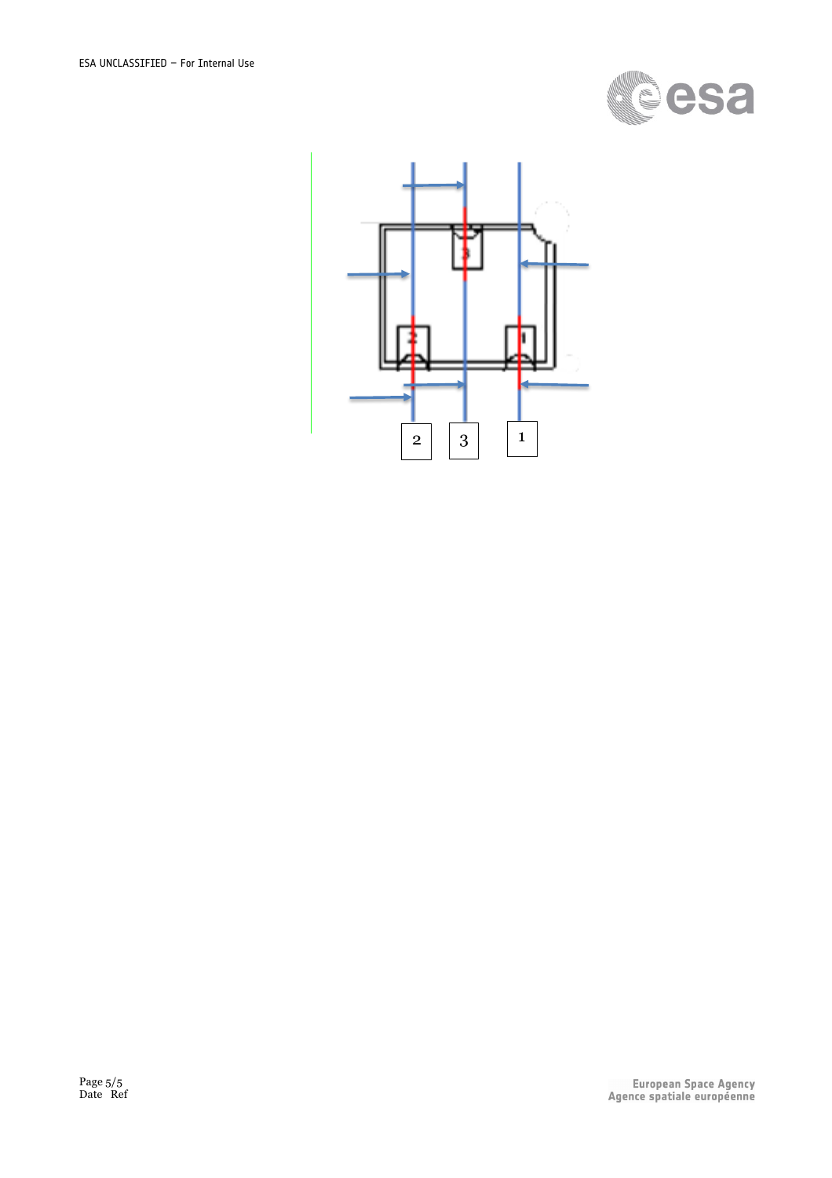2

3

1